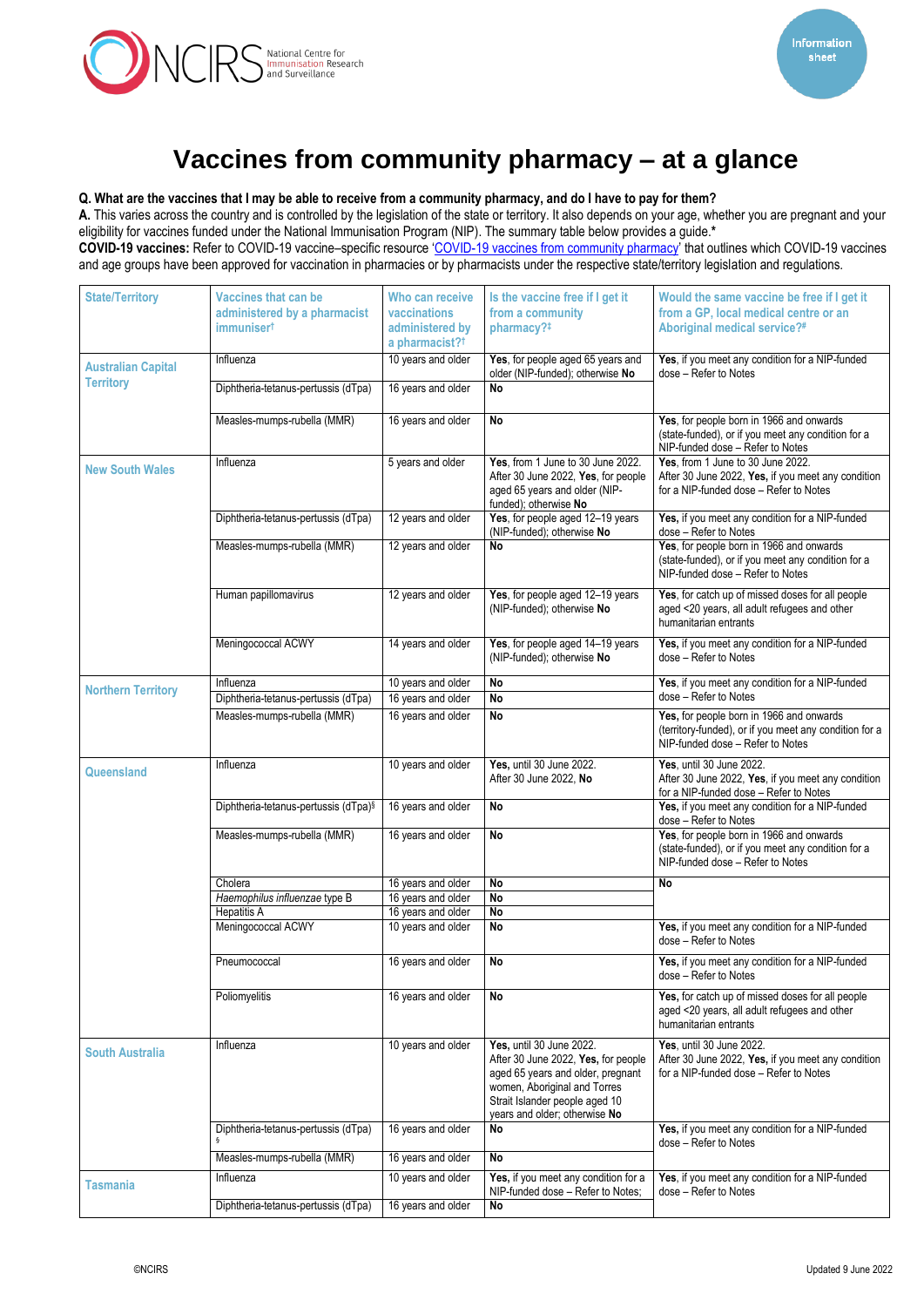# Vaccines from community pharmacy – at a glance

**Q. What are the vaccines that I may be able to receive from a community pharmacy, and do I have to pay for them?**

**A.** This varies across the country and is controlled by the legislation of the state or territory. It also depends on your age, whether you are pregnant and your eligibility for vaccines funded under the National Immunisation Program (NIP). The summary table below provides a guide.*

**COVID-19 vaccines:** Refer to COVID-19 vaccine–specific resource 'COVID-19 vaccines from community pharmacy' that outlines which COVID-19 vaccines and age groups have been approved for vaccination in pharmacies or by pharmacists under the respective state/territory legislation and regulations.

| State/Territory | Vaccines that can be administered by a pharmacist immuniser† | Who can receive vaccinations administered by a pharmacist?† | Is the vaccine free if I get it from a community pharmacy?‡ | Would the same vaccine be free if I get it from a GP, local medical centre or an Aboriginal medical service?# |
|---|---|---|---|---|
| **Australian Capital Territory** | Influenza | 10 years and older | **Yes**, for people aged 65 years and older (NIP-funded); otherwise **No** | **Yes**, if you meet any condition for a NIP-funded dose – Refer to Notes |
| | Diphtheria-tetanus-pertussis (dTpa) | 16 years and older | **No** | |
| | Measles-mumps-rubella (MMR) | 16 years and older | **No** | **Yes**, for people born in 1966 and onwards (state-funded), or if you meet any condition for a NIP-funded dose – Refer to Notes |
| **New South Wales** | Influenza | 5 years and older | **Yes**, from 1 June to 30 June 2022. After 30 June 2022, **Yes**, for people aged 65 years and older (NIP-funded); otherwise **No** | **Yes**, from 1 June to 30 June 2022. After 30 June 2022, **Yes,** if you meet any condition for a NIP-funded dose – Refer to Notes |
| | Diphtheria-tetanus-pertussis (dTpa) | 12 years and older | **Yes**, for people aged 12–19 years (NIP-funded); otherwise **No** | **Yes,** if you meet any condition for a NIP-funded dose – Refer to Notes |
| | Measles-mumps-rubella (MMR) | 12 years and older | **No** | **Yes**, for people born in 1966 and onwards (state-funded), or if you meet any condition for a NIP-funded dose – Refer to Notes |
| | Human papillomavirus | 12 years and older | **Yes**, for people aged 12–19 years (NIP-funded); otherwise **No** | **Yes**, for catch up of missed doses for all people aged <20 years, all adult refugees and other humanitarian entrants |
| | Meningococcal ACWY | 14 years and older | **Yes**, for people aged 14–19 years (NIP-funded); otherwise **No** | **Yes,** if you meet any condition for a NIP-funded dose – Refer to Notes |
| **Northern Territory** | Influenza | 10 years and older | **No** | **Yes**, if you meet any condition for a NIP-funded dose – Refer to Notes |
| | Diphtheria-tetanus-pertussis (dTpa) | 16 years and older | **No** | |
| | Measles-mumps-rubella (MMR) | 16 years and older | **No** | **Yes,** for people born in 1966 and onwards (territory-funded), or if you meet any condition for a NIP-funded dose – Refer to Notes |
| **Queensland** | Influenza | 10 years and older | **Yes,** until 30 June 2022. After 30 June 2022, **No** | **Yes**, until 30 June 2022. After 30 June 2022, **Yes**, if you meet any condition for a NIP-funded dose – Refer to Notes |
| | Diphtheria-tetanus-pertussis (dTpa)§ | 16 years and older | **No** | **Yes,** if you meet any condition for a NIP-funded dose – Refer to Notes |
| | Measles-mumps-rubella (MMR) | 16 years and older | **No** | **Yes**, for people born in 1966 and onwards (state-funded), or if you meet any condition for a NIP-funded dose – Refer to Notes |
| | Cholera | 16 years and older | **No** | **No** |
| | *Haemophilus influenzae* type B | 16 years and older | **No** | |
| | Hepatitis A | 16 years and older | **No** | |
| | Meningococcal ACWY | 10 years and older | **No** | **Yes,** if you meet any condition for a NIP-funded dose – Refer to Notes |
| | Pneumococcal | 16 years and older | **No** | **Yes,** if you meet any condition for a NIP-funded dose – Refer to Notes |
| | Poliomyelitis | 16 years and older | **No** | **Yes,** for catch up of missed doses for all people aged <20 years, all adult refugees and other humanitarian entrants |
| **South Australia** | Influenza | 10 years and older | **Yes**, until 30 June 2022. After 30 June 2022, **Yes**, for people aged 65 years and older, pregnant women, Aboriginal and Torres Strait Islander people aged 10 years and older; otherwise **No** | **Yes**, until 30 June 2022. After 30 June 2022, **Yes,** if you meet any condition for a NIP-funded dose – Refer to Notes |
| | Diphtheria-tetanus-pertussis (dTpa) § | 16 years and older | **No** | **Yes,** if you meet any condition for a NIP-funded dose – Refer to Notes |
| | Measles-mumps-rubella (MMR) | 16 years and older | **No** | |
| **Tasmania** | Influenza | 10 years and older | **Yes,** if you meet any condition for a NIP-funded dose – Refer to Notes; | **Yes,** if you meet any condition for a NIP-funded dose – Refer to Notes |
| | Diphtheria-tetanus-pertussis (dTpa) | 16 years and older | **No** | |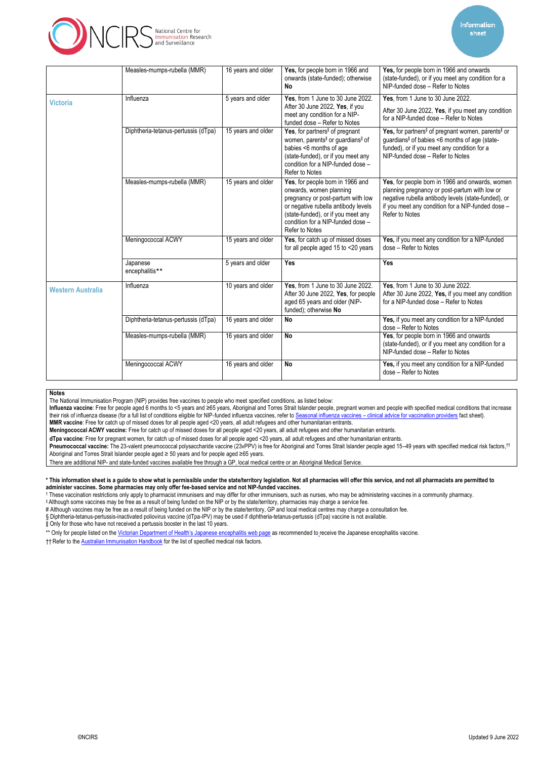| | | | | |
|---|---|---|---|---|
| | Measles-mumps-rubella (MMR) | 16 years and older | **Yes,** for people born in 1966 and onwards (state-funded); otherwise **No** | **Yes,** for people born in 1966 and onwards (state-funded), or if you meet any condition for a NIP-funded dose – Refer to Notes |
| **Victoria** | Influenza | 5 years and older | **Yes**, from 1 June to 30 June 2022. After 30 June 2022, **Yes**, if you meet any condition for a NIP-funded dose – Refer to Notes | **Yes**, from 1 June to 30 June 2022. After 30 June 2022, **Yes**, if you meet any condition for a NIP-funded dose – Refer to Notes |
| | Diphtheria-tetanus-pertussis (dTpa) | 15 years and older | **Yes**, for partners‖ of pregnant women, parents‖ or guardians‖ of babies <6 months of age (state-funded), or if you meet any condition for a NIP-funded dose – Refer to Notes | **Yes,** for partners‖ of pregnant women, parents‖ or guardians‖ of babies <6 months of age (state-funded), or if you meet any condition for a NIP-funded dose – Refer to Notes |
| | Measles-mumps-rubella (MMR) | 15 years and older | **Yes**, for people born in 1966 and onwards, women planning pregnancy or post-partum with low or negative rubella antibody levels (state-funded), or if you meet any condition for a NIP-funded dose – Refer to Notes | **Yes**, for people born in 1966 and onwards, women planning pregnancy or post-partum with low or negative rubella antibody levels (state-funded), or if you meet any condition for a NIP-funded dose – Refer to Notes |
| | Meningococcal ACWY | 15 years and older | **Yes**, for catch up of missed doses for all people aged 15 to <20 years | **Yes,** if you meet any condition for a NIP-funded dose – Refer to Notes |
| | Japanese encephalitis** | 5 years and older | **Yes** | **Yes** |
| **Western Australia** | Influenza | 10 years and older | **Yes**, from 1 June to 30 June 2022. After 30 June 2022, **Yes**, for people aged 65 years and older (NIP-funded); otherwise **No** | **Yes**, from 1 June to 30 June 2022. After 30 June 2022, **Yes,** if you meet any condition for a NIP-funded dose – Refer to Notes |
| | Diphtheria-tetanus-pertussis (dTpa) | 16 years and older | **No** | **Yes,** if you meet any condition for a NIP-funded dose – Refer to Notes |
| | Measles-mumps-rubella (MMR) | 16 years and older | **No** | **Yes**, for people born in 1966 and onwards (state-funded), or if you meet any condition for a NIP-funded dose – Refer to Notes |
| | Meningococcal ACWY | 16 years and older | **No** | **Yes,** if you meet any condition for a NIP-funded dose – Refer to Notes |

**Notes**

The National Immunisation Program (NIP) provides free vaccines to people who meet specified conditions, as listed below:

**Influenza vaccine**: Free for people aged 6 months to <5 years and ≥65 years, Aboriginal and Torres Strait Islander people, pregnant women and people with specified medical conditions that increase their risk of influenza disease (for a full list of conditions eligible for NIP-funded influenza vaccines, refer to Seasonal influenza vaccines – clinical advice for vaccination providers fact sheet).

**MMR vaccine**: Free for catch up of missed doses for all people aged <20 years, all adult refugees and other humanitarian entrants.

**Meningococcal ACWY vaccine:** Free for catch up of missed doses for all people aged <20 years, all adult refugees and other humanitarian entrants.

**dTpa vaccine**: Free for pregnant women, for catch up of missed doses for all people aged <20 years, all adult refugees and other humanitarian entrants.

**Pneumococcal vaccine:** The 23-valent pneumococcal polysaccharide vaccine (23vPPV) is free for Aboriginal and Torres Strait Islander people aged 15–49 years with specified medical risk factors,[††] Aboriginal and Torres Strait Islander people aged ≥ 50 years and for people aged ≥65 years.

There are additional NIP- and state-funded vaccines available free through a GP, local medical centre or an Aboriginal Medical Service.

**\* This information sheet is a guide to show what is permissible under the state/territory legislation. Not all pharmacies will offer this service, and not all pharmacists are permitted to administer vaccines. Some pharmacies may only offer fee-based service and not NIP-funded vaccines.**

† These vaccination restrictions only apply to pharmacist immunisers and may differ for other immunisers, such as nurses, who may be administering vaccines in a community pharmacy.

‡ Although some vaccines may be free as a result of being funded on the NIP or by the state/territory, pharmacies may charge a service fee.

\# Although vaccines may be free as a result of being funded on the NIP or by the state/territory, GP and local medical centres may charge a consultation fee.

§ Diphtheria-tetanus-pertussis-inactivated poliovirus vaccine (dTpa-IPV) may be used if diphtheria-tetanus-pertussis (dTpa) vaccine is not available.

‖ Only for those who have not received a pertussis booster in the last 10 years.

** Only for people listed on the Victorian Department of Health's Japanese encephalitis web page as recommended to receive the Japanese encephalitis vaccine.

†† Refer to the Australian Immunisation Handbook for the list of specified medical risk factors.

©NCIRS

Updated 9 June 2022